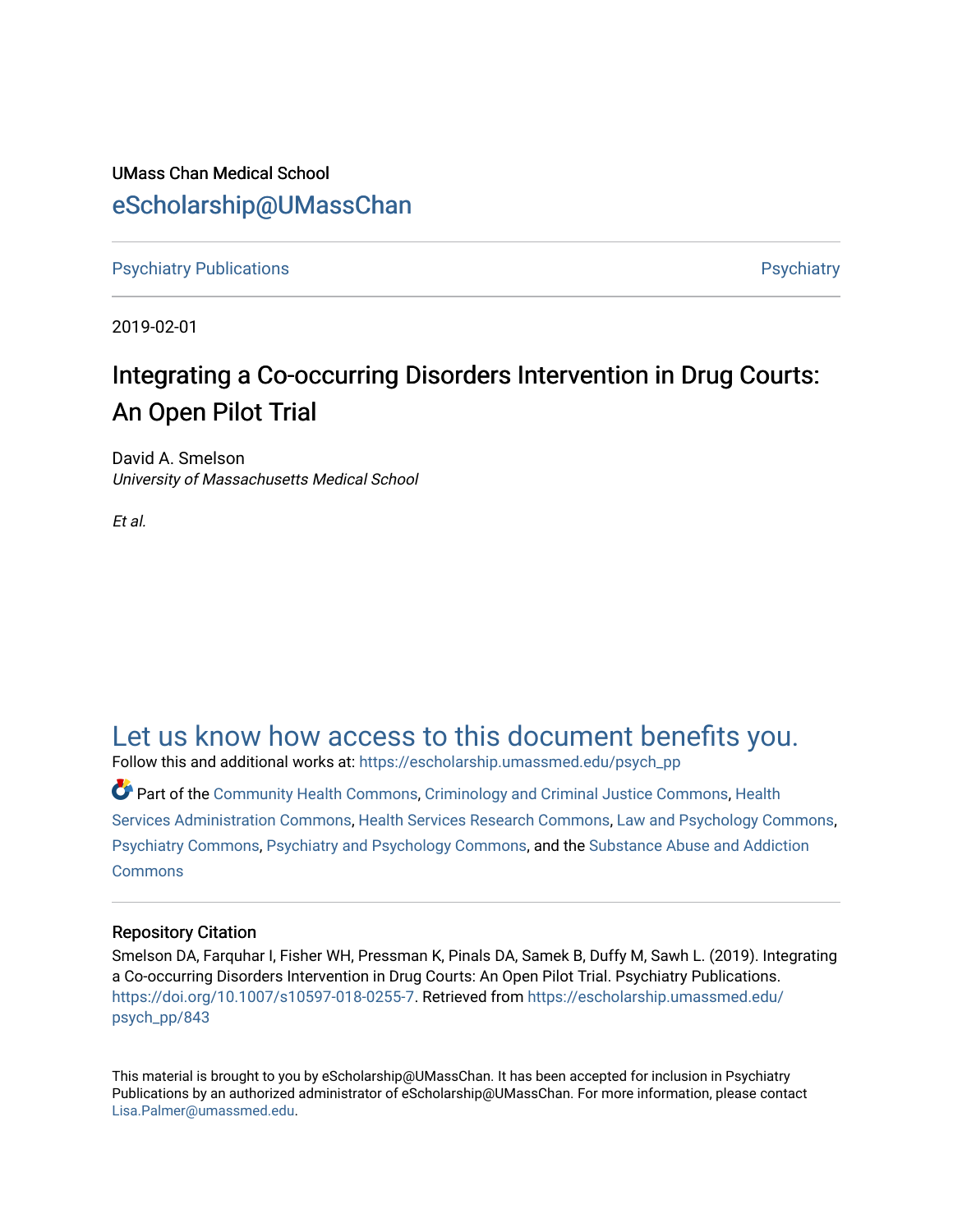UMass Chan Medical School

eScholarship@UMassChan

Psychiatry Publications | Psychiatry

2019-02-01

# Integrating a Co-occurring Disorders Intervention in Drug Courts: An Open Pilot Trial

David A. Smelson
*University of Massachusetts Medical School*

*Et al.*

Let us know how access to this document benefits you.

Follow this and additional works at: https://escholarship.umassmed.edu/psych_pp

Part of the Community Health Commons, Criminology and Criminal Justice Commons, Health Services Administration Commons, Health Services Research Commons, Law and Psychology Commons, Psychiatry Commons, Psychiatry and Psychology Commons, and the Substance Abuse and Addiction Commons

## Repository Citation

Smelson DA, Farquhar I, Fisher WH, Pressman K, Pinals DA, Samek B, Duffy M, Sawh L. (2019). Integrating a Co-occurring Disorders Intervention in Drug Courts: An Open Pilot Trial. Psychiatry Publications. https://doi.org/10.1007/s10597-018-0255-7. Retrieved from https://escholarship.umassmed.edu/psych_pp/843

This material is brought to you by eScholarship@UMassChan. It has been accepted for inclusion in Psychiatry Publications by an authorized administrator of eScholarship@UMassChan. For more information, please contact Lisa.Palmer@umassmed.edu.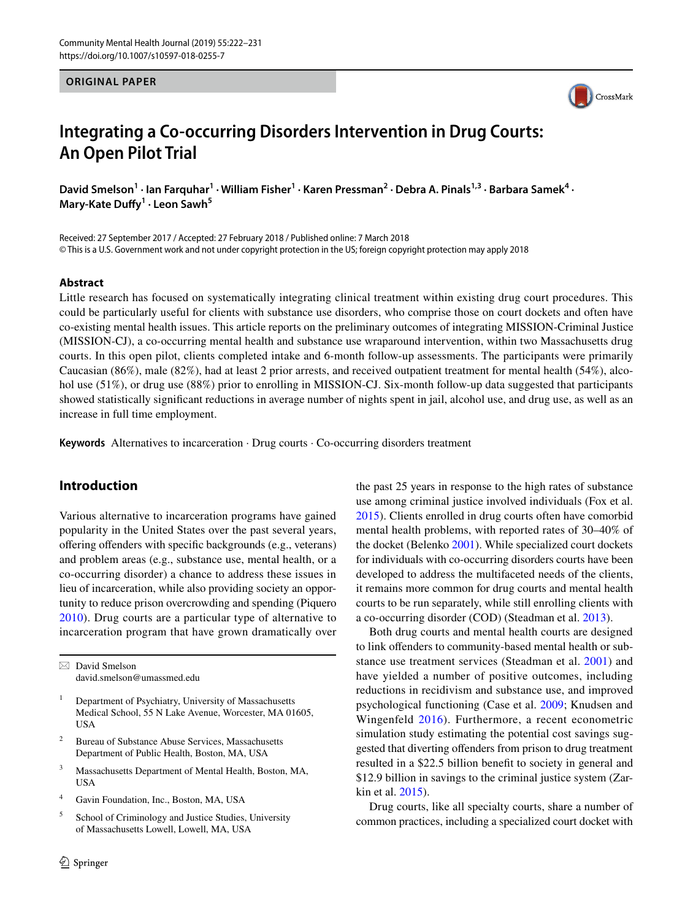# Integrating a Co-occurring Disorders Intervention in Drug Courts: An Open Pilot Trial

**David Smelson[1] · Ian Farquhar[1] · William Fisher[1] · Karen Pressman[2] · Debra A. Pinals[1,3] · Barbara Samek[4] · Mary-Kate Duffy[1] · Leon Sawh[5]**

Received: 27 September 2017 / Accepted: 27 February 2018 / Published online: 7 March 2018
© This is a U.S. Government work and not under copyright protection in the US; foreign copyright protection may apply 2018

## Abstract

Little research has focused on systematically integrating clinical treatment within existing drug court procedures. This could be particularly useful for clients with substance use disorders, who comprise those on court dockets and often have co-existing mental health issues. This article reports on the preliminary outcomes of integrating MISSION-Criminal Justice (MISSION-CJ), a co-occurring mental health and substance use wraparound intervention, within two Massachusetts drug courts. In this open pilot, clients completed intake and 6-month follow-up assessments. The participants were primarily Caucasian (86%), male (82%), had at least 2 prior arrests, and received outpatient treatment for mental health (54%), alcohol use (51%), or drug use (88%) prior to enrolling in MISSION-CJ. Six-month follow-up data suggested that participants showed statistically significant reductions in average number of nights spent in jail, alcohol use, and drug use, as well as an increase in full time employment.

**Keywords** Alternatives to incarceration · Drug courts · Co-occurring disorders treatment

## Introduction

Various alternative to incarceration programs have gained popularity in the United States over the past several years, offering offenders with specific backgrounds (e.g., veterans) and problem areas (e.g., substance use, mental health, or a co-occurring disorder) a chance to address these issues in lieu of incarceration, while also providing society an opportunity to reduce prison overcrowding and spending (Piquero 2010). Drug courts are a particular type of alternative to incarceration program that have grown dramatically over the past 25 years in response to the high rates of substance use among criminal justice involved individuals (Fox et al. 2015). Clients enrolled in drug courts often have comorbid mental health problems, with reported rates of 30–40% of the docket (Belenko 2001). While specialized court dockets for individuals with co-occurring disorders courts have been developed to address the multifaceted needs of the clients, it remains more common for drug courts and mental health courts to be run separately, while still enrolling clients with a co-occurring disorder (COD) (Steadman et al. 2013).

Both drug courts and mental health courts are designed to link offenders to community-based mental health or substance use treatment services (Steadman et al. 2001) and have yielded a number of positive outcomes, including reductions in recidivism and substance use, and improved psychological functioning (Case et al. 2009; Knudsen and Wingenfeld 2016). Furthermore, a recent econometric simulation study estimating the potential cost savings suggested that diverting offenders from prison to drug treatment resulted in a $22.5 billion benefit to society in general and $12.9 billion in savings to the criminal justice system (Zarkin et al. 2015).

Drug courts, like all specialty courts, share a number of common practices, including a specialized court docket with

---

✉ David Smelson
david.smelson@umassmed.edu

1. Department of Psychiatry, University of Massachusetts Medical School, 55 N Lake Avenue, Worcester, MA 01605, USA
2. Bureau of Substance Abuse Services, Massachusetts Department of Public Health, Boston, MA, USA
3. Massachusetts Department of Mental Health, Boston, MA, USA
4. Gavin Foundation, Inc., Boston, MA, USA
5. School of Criminology and Justice Studies, University of Massachusetts Lowell, Lowell, MA, USA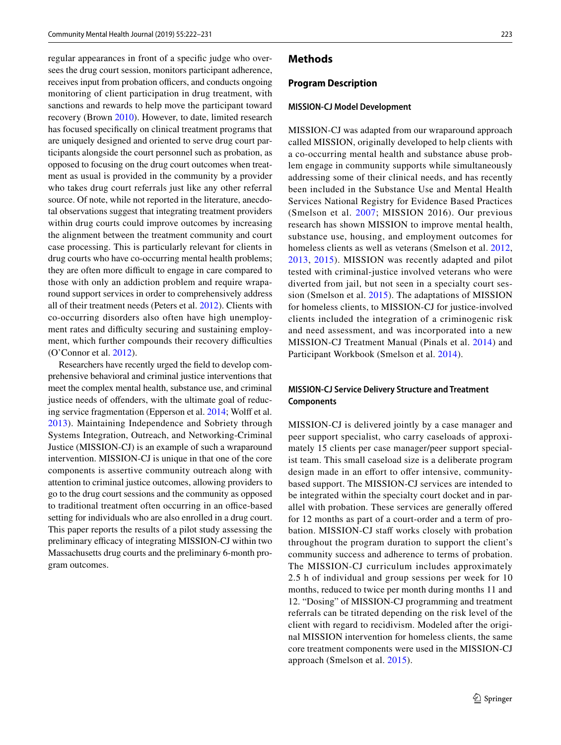regular appearances in front of a specific judge who oversees the drug court session, monitors participant adherence, receives input from probation officers, and conducts ongoing monitoring of client participation in drug treatment, with sanctions and rewards to help move the participant toward recovery (Brown 2010). However, to date, limited research has focused specifically on clinical treatment programs that are uniquely designed and oriented to serve drug court participants alongside the court personnel such as probation, as opposed to focusing on the drug court outcomes when treatment as usual is provided in the community by a provider who takes drug court referrals just like any other referral source. Of note, while not reported in the literature, anecdotal observations suggest that integrating treatment providers within drug courts could improve outcomes by increasing the alignment between the treatment community and court case processing. This is particularly relevant for clients in drug courts who have co-occurring mental health problems; they are often more difficult to engage in care compared to those with only an addiction problem and require wraparound support services in order to comprehensively address all of their treatment needs (Peters et al. 2012). Clients with co-occurring disorders also often have high unemployment rates and difficulty securing and sustaining employment, which further compounds their recovery difficulties (O'Connor et al. 2012).

Researchers have recently urged the field to develop comprehensive behavioral and criminal justice interventions that meet the complex mental health, substance use, and criminal justice needs of offenders, with the ultimate goal of reducing service fragmentation (Epperson et al. 2014; Wolff et al. 2013). Maintaining Independence and Sobriety through Systems Integration, Outreach, and Networking-Criminal Justice (MISSION-CJ) is an example of such a wraparound intervention. MISSION-CJ is unique in that one of the core components is assertive community outreach along with attention to criminal justice outcomes, allowing providers to go to the drug court sessions and the community as opposed to traditional treatment often occurring in an office-based setting for individuals who are also enrolled in a drug court. This paper reports the results of a pilot study assessing the preliminary efficacy of integrating MISSION-CJ within two Massachusetts drug courts and the preliminary 6-month program outcomes.

## Methods

### Program Description

#### MISSION-CJ Model Development

MISSION-CJ was adapted from our wraparound approach called MISSION, originally developed to help clients with a co-occurring mental health and substance abuse problem engage in community supports while simultaneously addressing some of their clinical needs, and has recently been included in the Substance Use and Mental Health Services National Registry for Evidence Based Practices (Smelson et al. 2007; MISSION 2016). Our previous research has shown MISSION to improve mental health, substance use, housing, and employment outcomes for homeless clients as well as veterans (Smelson et al. 2012, 2013, 2015). MISSION was recently adapted and pilot tested with criminal-justice involved veterans who were diverted from jail, but not seen in a specialty court session (Smelson et al. 2015). The adaptations of MISSION for homeless clients, to MISSION-CJ for justice-involved clients included the integration of a criminogenic risk and need assessment, and was incorporated into a new MISSION-CJ Treatment Manual (Pinals et al. 2014) and Participant Workbook (Smelson et al. 2014).

#### MISSION-CJ Service Delivery Structure and Treatment Components

MISSION-CJ is delivered jointly by a case manager and peer support specialist, who carry caseloads of approximately 15 clients per case manager/peer support specialist team. This small caseload size is a deliberate program design made in an effort to offer intensive, community-based support. The MISSION-CJ services are intended to be integrated within the specialty court docket and in parallel with probation. These services are generally offered for 12 months as part of a court-order and a term of probation. MISSION-CJ staff works closely with probation throughout the program duration to support the client's community success and adherence to terms of probation. The MISSION-CJ curriculum includes approximately 2.5 h of individual and group sessions per week for 10 months, reduced to twice per month during months 11 and 12. "Dosing" of MISSION-CJ programming and treatment referrals can be titrated depending on the risk level of the client with regard to recidivism. Modeled after the original MISSION intervention for homeless clients, the same core treatment components were used in the MISSION-CJ approach (Smelson et al. 2015).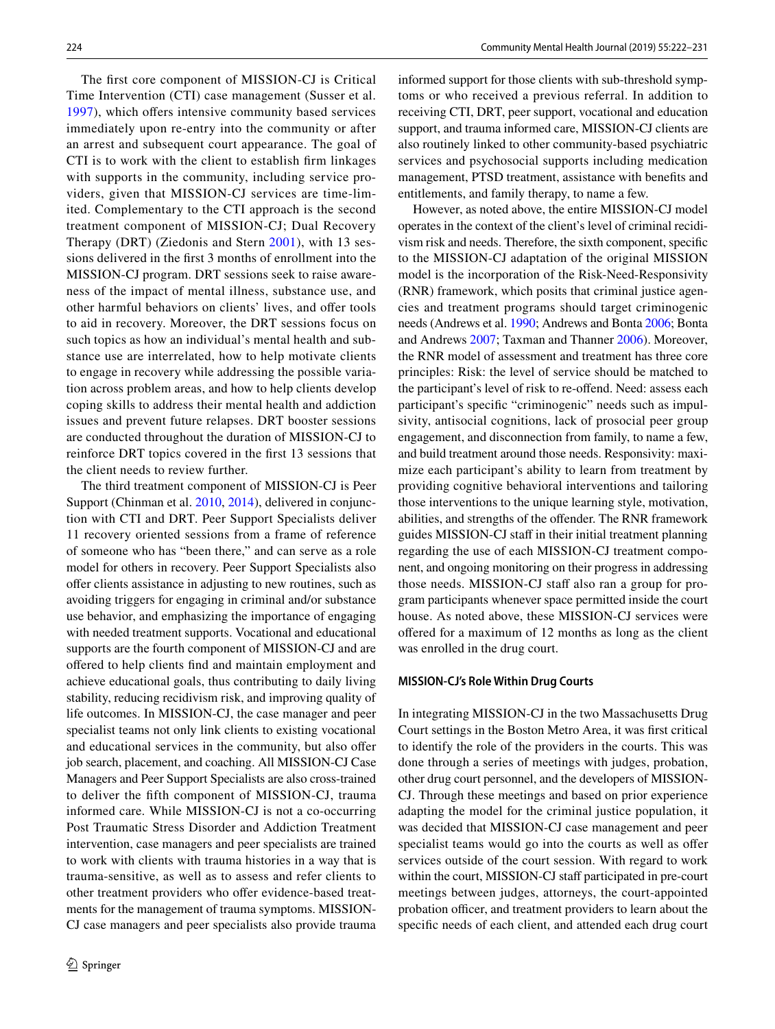The first core component of MISSION-CJ is Critical Time Intervention (CTI) case management (Susser et al. 1997), which offers intensive community based services immediately upon re-entry into the community or after an arrest and subsequent court appearance. The goal of CTI is to work with the client to establish firm linkages with supports in the community, including service providers, given that MISSION-CJ services are time-limited. Complementary to the CTI approach is the second treatment component of MISSION-CJ; Dual Recovery Therapy (DRT) (Ziedonis and Stern 2001), with 13 sessions delivered in the first 3 months of enrollment into the MISSION-CJ program. DRT sessions seek to raise awareness of the impact of mental illness, substance use, and other harmful behaviors on clients' lives, and offer tools to aid in recovery. Moreover, the DRT sessions focus on such topics as how an individual's mental health and substance use are interrelated, how to help motivate clients to engage in recovery while addressing the possible variation across problem areas, and how to help clients develop coping skills to address their mental health and addiction issues and prevent future relapses. DRT booster sessions are conducted throughout the duration of MISSION-CJ to reinforce DRT topics covered in the first 13 sessions that the client needs to review further.

The third treatment component of MISSION-CJ is Peer Support (Chinman et al. 2010, 2014), delivered in conjunction with CTI and DRT. Peer Support Specialists deliver 11 recovery oriented sessions from a frame of reference of someone who has "been there," and can serve as a role model for others in recovery. Peer Support Specialists also offer clients assistance in adjusting to new routines, such as avoiding triggers for engaging in criminal and/or substance use behavior, and emphasizing the importance of engaging with needed treatment supports. Vocational and educational supports are the fourth component of MISSION-CJ and are offered to help clients find and maintain employment and achieve educational goals, thus contributing to daily living stability, reducing recidivism risk, and improving quality of life outcomes. In MISSION-CJ, the case manager and peer specialist teams not only link clients to existing vocational and educational services in the community, but also offer job search, placement, and coaching. All MISSION-CJ Case Managers and Peer Support Specialists are also cross-trained to deliver the fifth component of MISSION-CJ, trauma informed care. While MISSION-CJ is not a co-occurring Post Traumatic Stress Disorder and Addiction Treatment intervention, case managers and peer specialists are trained to work with clients with trauma histories in a way that is trauma-sensitive, as well as to assess and refer clients to other treatment providers who offer evidence-based treatments for the management of trauma symptoms. MISSION-CJ case managers and peer specialists also provide trauma informed support for those clients with sub-threshold symptoms or who received a previous referral. In addition to receiving CTI, DRT, peer support, vocational and education support, and trauma informed care, MISSION-CJ clients are also routinely linked to other community-based psychiatric services and psychosocial supports including medication management, PTSD treatment, assistance with benefits and entitlements, and family therapy, to name a few.

However, as noted above, the entire MISSION-CJ model operates in the context of the client's level of criminal recidivism risk and needs. Therefore, the sixth component, specific to the MISSION-CJ adaptation of the original MISSION model is the incorporation of the Risk-Need-Responsivity (RNR) framework, which posits that criminal justice agencies and treatment programs should target criminogenic needs (Andrews et al. 1990; Andrews and Bonta 2006; Bonta and Andrews 2007; Taxman and Thanner 2006). Moreover, the RNR model of assessment and treatment has three core principles: Risk: the level of service should be matched to the participant's level of risk to re-offend. Need: assess each participant's specific "criminogenic" needs such as impulsivity, antisocial cognitions, lack of prosocial peer group engagement, and disconnection from family, to name a few, and build treatment around those needs. Responsivity: maximize each participant's ability to learn from treatment by providing cognitive behavioral interventions and tailoring those interventions to the unique learning style, motivation, abilities, and strengths of the offender. The RNR framework guides MISSION-CJ staff in their initial treatment planning regarding the use of each MISSION-CJ treatment component, and ongoing monitoring on their progress in addressing those needs. MISSION-CJ staff also ran a group for program participants whenever space permitted inside the court house. As noted above, these MISSION-CJ services were offered for a maximum of 12 months as long as the client was enrolled in the drug court.

### MISSION-CJ's Role Within Drug Courts

In integrating MISSION-CJ in the two Massachusetts Drug Court settings in the Boston Metro Area, it was first critical to identify the role of the providers in the courts. This was done through a series of meetings with judges, probation, other drug court personnel, and the developers of MISSION-CJ. Through these meetings and based on prior experience adapting the model for the criminal justice population, it was decided that MISSION-CJ case management and peer specialist teams would go into the courts as well as offer services outside of the court session. With regard to work within the court, MISSION-CJ staff participated in pre-court meetings between judges, attorneys, the court-appointed probation officer, and treatment providers to learn about the specific needs of each client, and attended each drug court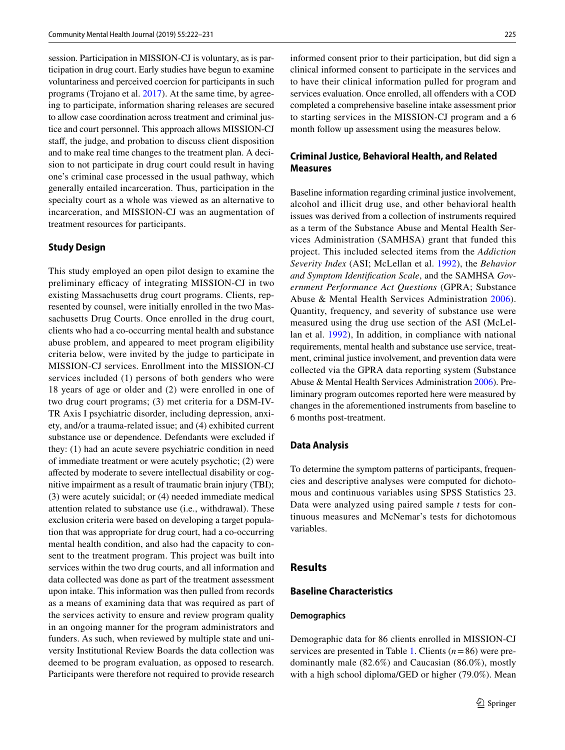session. Participation in MISSION-CJ is voluntary, as is participation in drug court. Early studies have begun to examine voluntariness and perceived coercion for participants in such programs (Trojano et al. 2017). At the same time, by agreeing to participate, information sharing releases are secured to allow case coordination across treatment and criminal justice and court personnel. This approach allows MISSION-CJ staff, the judge, and probation to discuss client disposition and to make real time changes to the treatment plan. A decision to not participate in drug court could result in having one's criminal case processed in the usual pathway, which generally entailed incarceration. Thus, participation in the specialty court as a whole was viewed as an alternative to incarceration, and MISSION-CJ was an augmentation of treatment resources for participants.

### Study Design

This study employed an open pilot design to examine the preliminary efficacy of integrating MISSION-CJ in two existing Massachusetts drug court programs. Clients, represented by counsel, were initially enrolled in the two Massachusetts Drug Courts. Once enrolled in the drug court, clients who had a co-occurring mental health and substance abuse problem, and appeared to meet program eligibility criteria below, were invited by the judge to participate in MISSION-CJ services. Enrollment into the MISSION-CJ services included (1) persons of both genders who were 18 years of age or older and (2) were enrolled in one of two drug court programs; (3) met criteria for a DSM-IV-TR Axis I psychiatric disorder, including depression, anxiety, and/or a trauma-related issue; and (4) exhibited current substance use or dependence. Defendants were excluded if they: (1) had an acute severe psychiatric condition in need of immediate treatment or were acutely psychotic; (2) were affected by moderate to severe intellectual disability or cognitive impairment as a result of traumatic brain injury (TBI); (3) were acutely suicidal; or (4) needed immediate medical attention related to substance use (i.e., withdrawal). These exclusion criteria were based on developing a target population that was appropriate for drug court, had a co-occurring mental health condition, and also had the capacity to consent to the treatment program. This project was built into services within the two drug courts, and all information and data collected was done as part of the treatment assessment upon intake. This information was then pulled from records as a means of examining data that was required as part of the services activity to ensure and review program quality in an ongoing manner for the program administrators and funders. As such, when reviewed by multiple state and university Institutional Review Boards the data collection was deemed to be program evaluation, as opposed to research. Participants were therefore not required to provide research informed consent prior to their participation, but did sign a clinical informed consent to participate in the services and to have their clinical information pulled for program and services evaluation. Once enrolled, all offenders with a COD completed a comprehensive baseline intake assessment prior to starting services in the MISSION-CJ program and a 6 month follow up assessment using the measures below.

### Criminal Justice, Behavioral Health, and Related Measures

Baseline information regarding criminal justice involvement, alcohol and illicit drug use, and other behavioral health issues was derived from a collection of instruments required as a term of the Substance Abuse and Mental Health Services Administration (SAMHSA) grant that funded this project. This included selected items from the *Addiction Severity Index* (ASI; McLellan et al. 1992), the *Behavior and Symptom Identification Scale*, and the SAMHSA *Government Performance Act Questions* (GPRA; Substance Abuse & Mental Health Services Administration 2006). Quantity, frequency, and severity of substance use were measured using the drug use section of the ASI (McLellan et al. 1992), In addition, in compliance with national requirements, mental health and substance use service, treatment, criminal justice involvement, and prevention data were collected via the GPRA data reporting system (Substance Abuse & Mental Health Services Administration 2006). Preliminary program outcomes reported here were measured by changes in the aforementioned instruments from baseline to 6 months post-treatment.

### Data Analysis

To determine the symptom patterns of participants, frequencies and descriptive analyses were computed for dichotomous and continuous variables using SPSS Statistics 23. Data were analyzed using paired sample *t* tests for continuous measures and McNemar's tests for dichotomous variables.

## Results

### Baseline Characteristics

#### Demographics

Demographic data for 86 clients enrolled in MISSION-CJ services are presented in Table 1. Clients ($n = 86$) were predominantly male (82.6%) and Caucasian (86.0%), mostly with a high school diploma/GED or higher (79.0%). Mean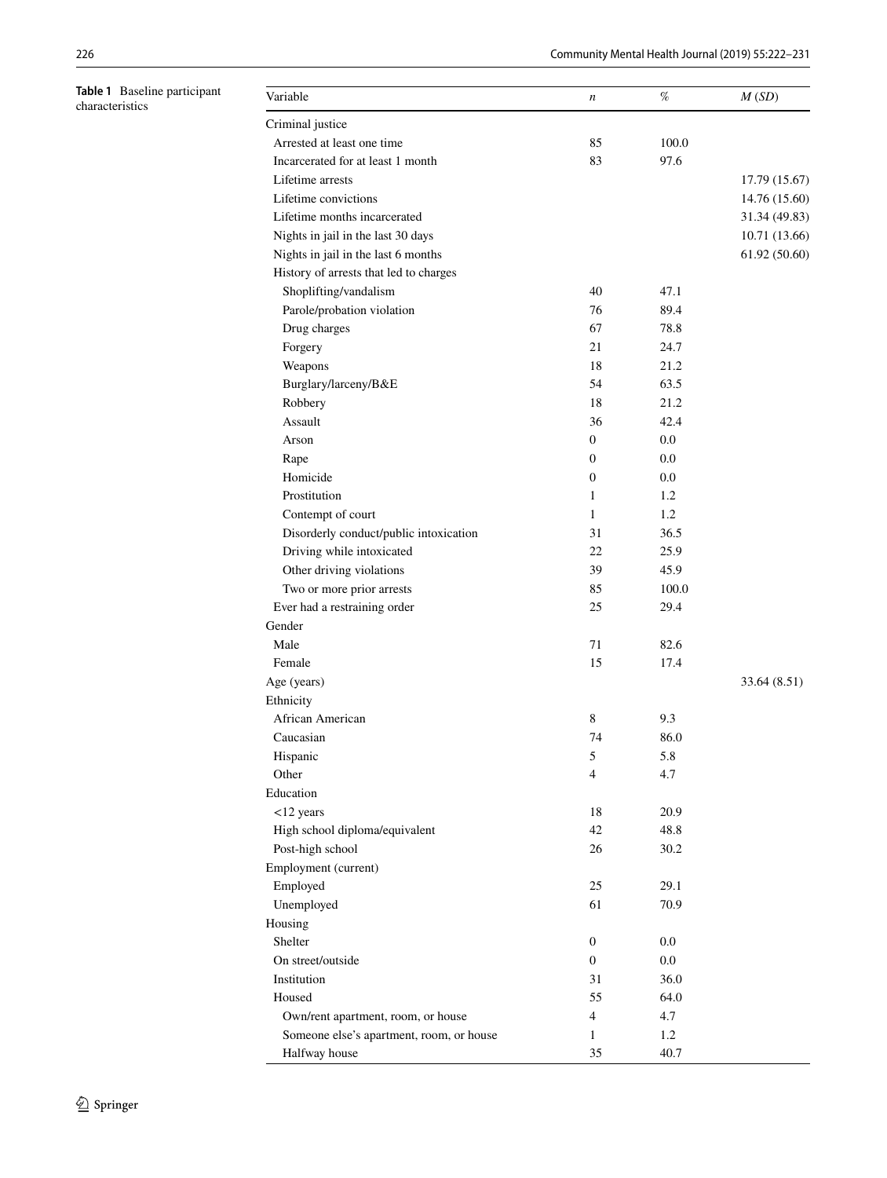**Table 1** Baseline participant characteristics

| Variable | *n* | % | *M* (*SD*) |
|---|---|---|---|
| Criminal justice | | | |
| Arrested at least one time | 85 | 100.0 | |
| Incarcerated for at least 1 month | 83 | 97.6 | |
| Lifetime arrests | | | 17.79 (15.67) |
| Lifetime convictions | | | 14.76 (15.60) |
| Lifetime months incarcerated | | | 31.34 (49.83) |
| Nights in jail in the last 30 days | | | 10.71 (13.66) |
| Nights in jail in the last 6 months | | | 61.92 (50.60) |
| History of arrests that led to charges | | | |
| Shoplifting/vandalism | 40 | 47.1 | |
| Parole/probation violation | 76 | 89.4 | |
| Drug charges | 67 | 78.8 | |
| Forgery | 21 | 24.7 | |
| Weapons | 18 | 21.2 | |
| Burglary/larceny/B&E | 54 | 63.5 | |
| Robbery | 18 | 21.2 | |
| Assault | 36 | 42.4 | |
| Arson | 0 | 0.0 | |
| Rape | 0 | 0.0 | |
| Homicide | 0 | 0.0 | |
| Prostitution | 1 | 1.2 | |
| Contempt of court | 1 | 1.2 | |
| Disorderly conduct/public intoxication | 31 | 36.5 | |
| Driving while intoxicated | 22 | 25.9 | |
| Other driving violations | 39 | 45.9 | |
| Two or more prior arrests | 85 | 100.0 | |
| Ever had a restraining order | 25 | 29.4 | |
| Gender | | | |
| Male | 71 | 82.6 | |
| Female | 15 | 17.4 | |
| Age (years) | | | 33.64 (8.51) |
| Ethnicity | | | |
| African American | 8 | 9.3 | |
| Caucasian | 74 | 86.0 | |
| Hispanic | 5 | 5.8 | |
| Other | 4 | 4.7 | |
| Education | | | |
| <12 years | 18 | 20.9 | |
| High school diploma/equivalent | 42 | 48.8 | |
| Post-high school | 26 | 30.2 | |
| Employment (current) | | | |
| Employed | 25 | 29.1 | |
| Unemployed | 61 | 70.9 | |
| Housing | | | |
| Shelter | 0 | 0.0 | |
| On street/outside | 0 | 0.0 | |
| Institution | 31 | 36.0 | |
| Housed | 55 | 64.0 | |
| Own/rent apartment, room, or house | 4 | 4.7 | |
| Someone else's apartment, room, or house | 1 | 1.2 | |
| Halfway house | 35 | 40.7 | |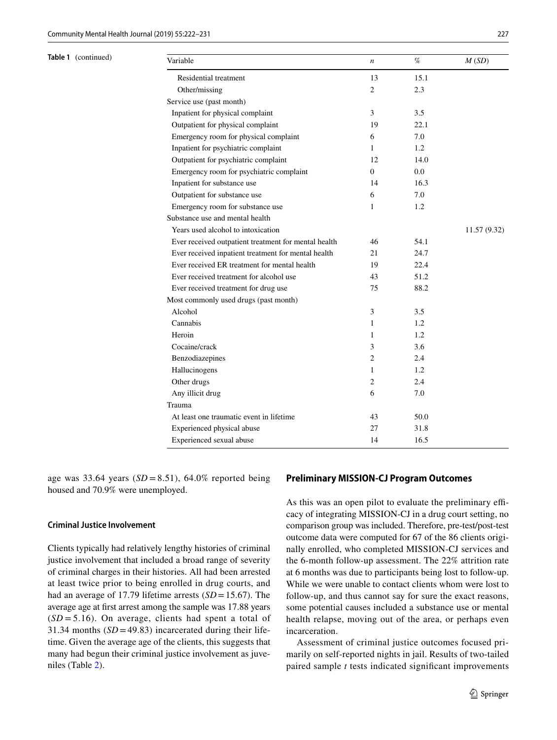**Table 1** (continued)

| Variable | *n* | % | *M* (*SD*) |
|---|---|---|---|
| Residential treatment | 13 | 15.1 | |
| Other/missing | 2 | 2.3 | |
| Service use (past month) | | | |
| Inpatient for physical complaint | 3 | 3.5 | |
| Outpatient for physical complaint | 19 | 22.1 | |
| Emergency room for physical complaint | 6 | 7.0 | |
| Inpatient for psychiatric complaint | 1 | 1.2 | |
| Outpatient for psychiatric complaint | 12 | 14.0 | |
| Emergency room for psychiatric complaint | 0 | 0.0 | |
| Inpatient for substance use | 14 | 16.3 | |
| Outpatient for substance use | 6 | 7.0 | |
| Emergency room for substance use | 1 | 1.2 | |
| Substance use and mental health | | | |
| Years used alcohol to intoxication | | | 11.57 (9.32) |
| Ever received outpatient treatment for mental health | 46 | 54.1 | |
| Ever received inpatient treatment for mental health | 21 | 24.7 | |
| Ever received ER treatment for mental health | 19 | 22.4 | |
| Ever received treatment for alcohol use | 43 | 51.2 | |
| Ever received treatment for drug use | 75 | 88.2 | |
| Most commonly used drugs (past month) | | | |
| Alcohol | 3 | 3.5 | |
| Cannabis | 1 | 1.2 | |
| Heroin | 1 | 1.2 | |
| Cocaine/crack | 3 | 3.6 | |
| Benzodiazepines | 2 | 2.4 | |
| Hallucinogens | 1 | 1.2 | |
| Other drugs | 2 | 2.4 | |
| Any illicit drug | 6 | 7.0 | |
| Trauma | | | |
| At least one traumatic event in lifetime | 43 | 50.0 | |
| Experienced physical abuse | 27 | 31.8 | |
| Experienced sexual abuse | 14 | 16.5 | |

age was 33.64 years ($SD = 8.51$), 64.0% reported being housed and 70.9% were unemployed.

### Criminal Justice Involvement

Clients typically had relatively lengthy histories of criminal justice involvement that included a broad range of severity of criminal charges in their histories. All had been arrested at least twice prior to being enrolled in drug courts, and had an average of 17.79 lifetime arrests ($SD = 15.67$). The average age at first arrest among the sample was 17.88 years ($SD = 5.16$). On average, clients had spent a total of 31.34 months ($SD = 49.83$) incarcerated during their lifetime. Given the average age of the clients, this suggests that many had begun their criminal justice involvement as juveniles (Table 2).

## Preliminary MISSION-CJ Program Outcomes

As this was an open pilot to evaluate the preliminary efficacy of integrating MISSION-CJ in a drug court setting, no comparison group was included. Therefore, pre-test/post-test outcome data were computed for 67 of the 86 clients originally enrolled, who completed MISSION-CJ services and the 6-month follow-up assessment. The 22% attrition rate at 6 months was due to participants being lost to follow-up. While we were unable to contact clients whom were lost to follow-up, and thus cannot say for sure the exact reasons, some potential causes included a substance use or mental health relapse, moving out of the area, or perhaps even incarceration.

Assessment of criminal justice outcomes focused primarily on self-reported nights in jail. Results of two-tailed paired sample *t* tests indicated significant improvements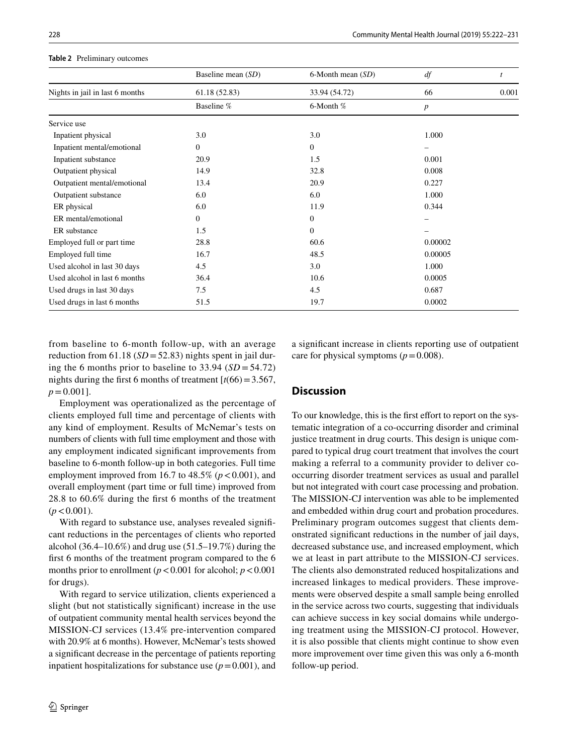**Table 2** Preliminary outcomes

| | Baseline mean (*SD*) | 6-Month mean (*SD*) | *df* | *t* |
|---|---|---|---|---|
| Nights in jail in last 6 months | 61.18 (52.83) | 33.94 (54.72) | 66 | 0.001 |
| | Baseline % | 6-Month % | *p* | |
| Service use | | | | |
| Inpatient physical | 3.0 | 3.0 | 1.000 | |
| Inpatient mental/emotional | 0 | 0 | – | |
| Inpatient substance | 20.9 | 1.5 | 0.001 | |
| Outpatient physical | 14.9 | 32.8 | 0.008 | |
| Outpatient mental/emotional | 13.4 | 20.9 | 0.227 | |
| Outpatient substance | 6.0 | 6.0 | 1.000 | |
| ER physical | 6.0 | 11.9 | 0.344 | |
| ER mental/emotional | 0 | 0 | – | |
| ER substance | 1.5 | 0 | – | |
| Employed full or part time | 28.8 | 60.6 | 0.00002 | |
| Employed full time | 16.7 | 48.5 | 0.00005 | |
| Used alcohol in last 30 days | 4.5 | 3.0 | 1.000 | |
| Used alcohol in last 6 months | 36.4 | 10.6 | 0.0005 | |
| Used drugs in last 30 days | 7.5 | 4.5 | 0.687 | |
| Used drugs in last 6 months | 51.5 | 19.7 | 0.0002 | |

from baseline to 6-month follow-up, with an average reduction from 61.18 ($SD = 52.83$) nights spent in jail during the 6 months prior to baseline to 33.94 ($SD = 54.72$) nights during the first 6 months of treatment [$t(66) = 3.567$, $p = 0.001$].

Employment was operationalized as the percentage of clients employed full time and percentage of clients with any kind of employment. Results of McNemar's tests on numbers of clients with full time employment and those with any employment indicated significant improvements from baseline to 6-month follow-up in both categories. Full time employment improved from 16.7 to 48.5% ($p < 0.001$), and overall employment (part time or full time) improved from 28.8 to 60.6% during the first 6 months of the treatment ($p < 0.001$).

With regard to substance use, analyses revealed significant reductions in the percentages of clients who reported alcohol (36.4–10.6%) and drug use (51.5–19.7%) during the first 6 months of the treatment program compared to the 6 months prior to enrollment ($p < 0.001$ for alcohol; $p < 0.001$ for drugs).

With regard to service utilization, clients experienced a slight (but not statistically significant) increase in the use of outpatient community mental health services beyond the MISSION-CJ services (13.4% pre-intervention compared with 20.9% at 6 months). However, McNemar's tests showed a significant decrease in the percentage of patients reporting inpatient hospitalizations for substance use ($p = 0.001$), and a significant increase in clients reporting use of outpatient care for physical symptoms ($p = 0.008$).

## Discussion

To our knowledge, this is the first effort to report on the systematic integration of a co-occurring disorder and criminal justice treatment in drug courts. This design is unique compared to typical drug court treatment that involves the court making a referral to a community provider to deliver co-occurring disorder treatment services as usual and parallel but not integrated with court case processing and probation. The MISSION-CJ intervention was able to be implemented and embedded within drug court and probation procedures. Preliminary program outcomes suggest that clients demonstrated significant reductions in the number of jail days, decreased substance use, and increased employment, which we at least in part attribute to the MISSION-CJ services. The clients also demonstrated reduced hospitalizations and increased linkages to medical providers. These improvements were observed despite a small sample being enrolled in the service across two courts, suggesting that individuals can achieve success in key social domains while undergoing treatment using the MISSION-CJ protocol. However, it is also possible that clients might continue to show even more improvement over time given this was only a 6-month follow-up period.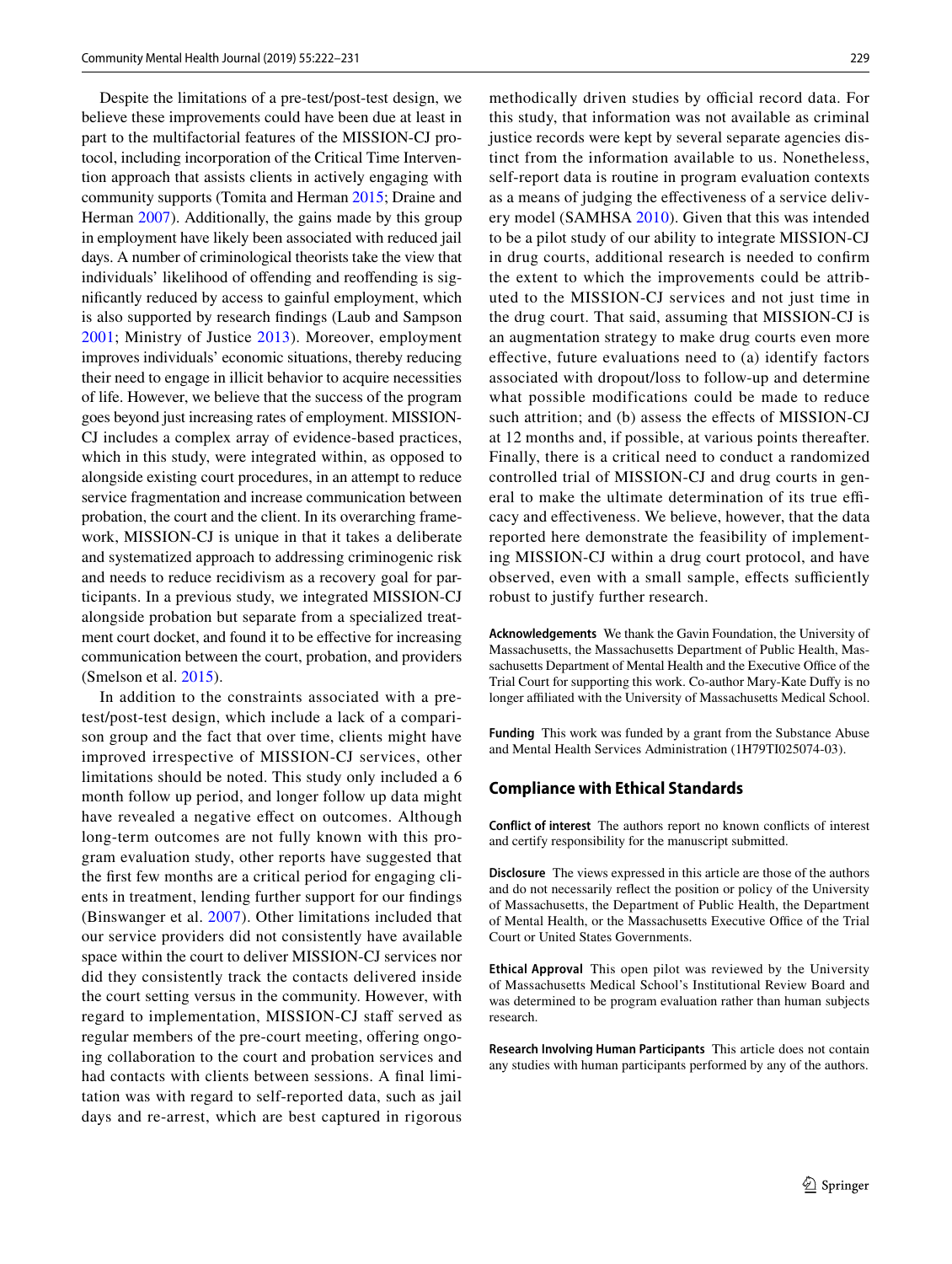Despite the limitations of a pre-test/post-test design, we believe these improvements could have been due at least in part to the multifactorial features of the MISSION-CJ protocol, including incorporation of the Critical Time Intervention approach that assists clients in actively engaging with community supports (Tomita and Herman 2015; Draine and Herman 2007). Additionally, the gains made by this group in employment have likely been associated with reduced jail days. A number of criminological theorists take the view that individuals' likelihood of offending and reoffending is significantly reduced by access to gainful employment, which is also supported by research findings (Laub and Sampson 2001; Ministry of Justice 2013). Moreover, employment improves individuals' economic situations, thereby reducing their need to engage in illicit behavior to acquire necessities of life. However, we believe that the success of the program goes beyond just increasing rates of employment. MISSION-CJ includes a complex array of evidence-based practices, which in this study, were integrated within, as opposed to alongside existing court procedures, in an attempt to reduce service fragmentation and increase communication between probation, the court and the client. In its overarching framework, MISSION-CJ is unique in that it takes a deliberate and systematized approach to addressing criminogenic risk and needs to reduce recidivism as a recovery goal for participants. In a previous study, we integrated MISSION-CJ alongside probation but separate from a specialized treatment court docket, and found it to be effective for increasing communication between the court, probation, and providers (Smelson et al. 2015).

In addition to the constraints associated with a pre-test/post-test design, which include a lack of a comparison group and the fact that over time, clients might have improved irrespective of MISSION-CJ services, other limitations should be noted. This study only included a 6 month follow up period, and longer follow up data might have revealed a negative effect on outcomes. Although long-term outcomes are not fully known with this program evaluation study, other reports have suggested that the first few months are a critical period for engaging clients in treatment, lending further support for our findings (Binswanger et al. 2007). Other limitations included that our service providers did not consistently have available space within the court to deliver MISSION-CJ services nor did they consistently track the contacts delivered inside the court setting versus in the community. However, with regard to implementation, MISSION-CJ staff served as regular members of the pre-court meeting, offering ongoing collaboration to the court and probation services and had contacts with clients between sessions. A final limitation was with regard to self-reported data, such as jail days and re-arrest, which are best captured in rigorous methodically driven studies by official record data. For this study, that information was not available as criminal justice records were kept by several separate agencies distinct from the information available to us. Nonetheless, self-report data is routine in program evaluation contexts as a means of judging the effectiveness of a service delivery model (SAMHSA 2010). Given that this was intended to be a pilot study of our ability to integrate MISSION-CJ in drug courts, additional research is needed to confirm the extent to which the improvements could be attributed to the MISSION-CJ services and not just time in the drug court. That said, assuming that MISSION-CJ is an augmentation strategy to make drug courts even more effective, future evaluations need to (a) identify factors associated with dropout/loss to follow-up and determine what possible modifications could be made to reduce such attrition; and (b) assess the effects of MISSION-CJ at 12 months and, if possible, at various points thereafter. Finally, there is a critical need to conduct a randomized controlled trial of MISSION-CJ and drug courts in general to make the ultimate determination of its true efficacy and effectiveness. We believe, however, that the data reported here demonstrate the feasibility of implementing MISSION-CJ within a drug court protocol, and have observed, even with a small sample, effects sufficiently robust to justify further research.

**Acknowledgements** We thank the Gavin Foundation, the University of Massachusetts, the Massachusetts Department of Public Health, Massachusetts Department of Mental Health and the Executive Office of the Trial Court for supporting this work. Co-author Mary-Kate Duffy is no longer affiliated with the University of Massachusetts Medical School.

**Funding** This work was funded by a grant from the Substance Abuse and Mental Health Services Administration (1H79TI025074-03).

## Compliance with Ethical Standards

**Conflict of interest** The authors report no known conflicts of interest and certify responsibility for the manuscript submitted.

**Disclosure** The views expressed in this article are those of the authors and do not necessarily reflect the position or policy of the University of Massachusetts, the Department of Public Health, the Department of Mental Health, or the Massachusetts Executive Office of the Trial Court or United States Governments.

**Ethical Approval** This open pilot was reviewed by the University of Massachusetts Medical School's Institutional Review Board and was determined to be program evaluation rather than human subjects research.

**Research Involving Human Participants** This article does not contain any studies with human participants performed by any of the authors.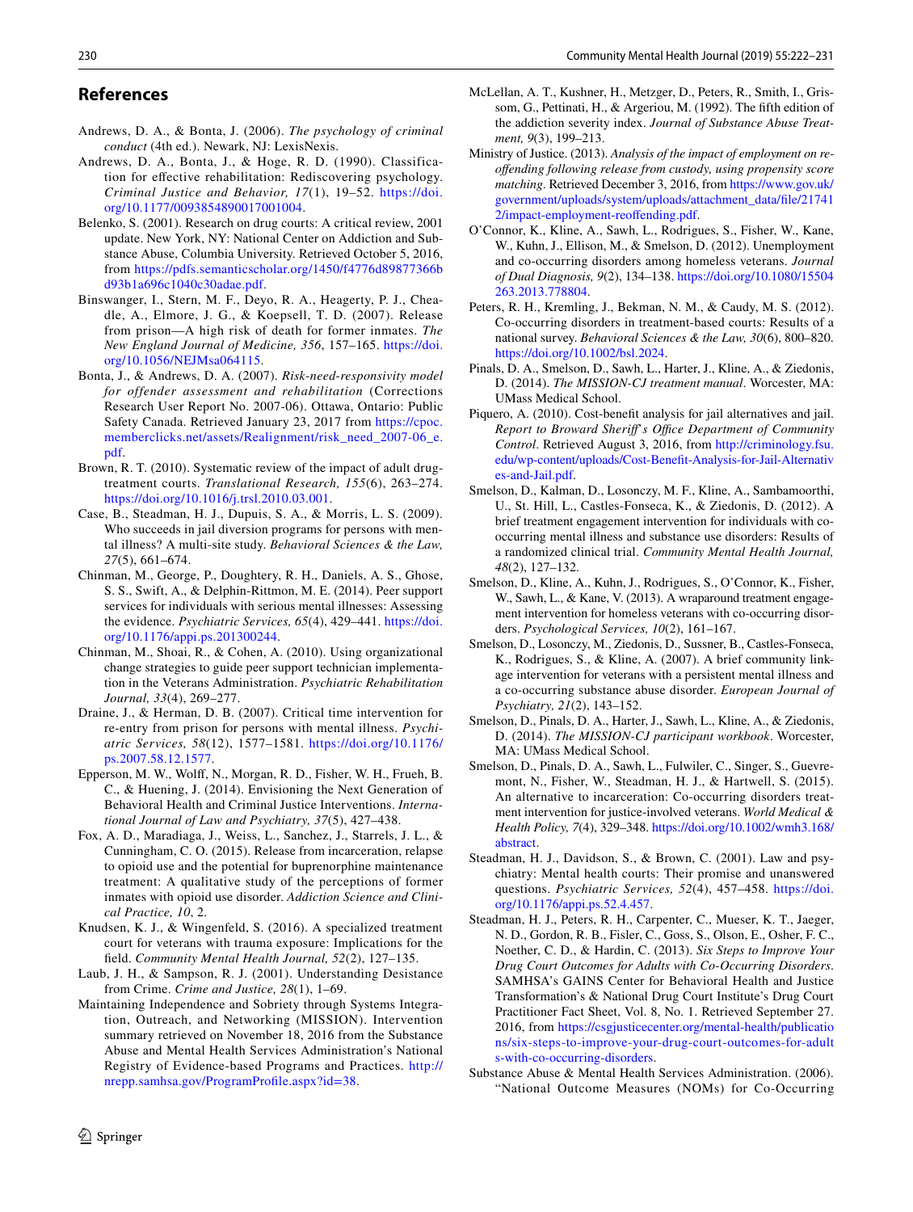## References

Andrews, D. A., & Bonta, J. (2006). *The psychology of criminal conduct* (4th ed.). Newark, NJ: LexisNexis.

Andrews, D. A., Bonta, J., & Hoge, R. D. (1990). Classification for effective rehabilitation: Rediscovering psychology. *Criminal Justice and Behavior, 17*(1), 19–52. https://doi.org/10.1177/0093854890017001004.

Belenko, S. (2001). Research on drug courts: A critical review, 2001 update. New York, NY: National Center on Addiction and Substance Abuse, Columbia University. Retrieved October 5, 2016, from https://pdfs.semanticscholar.org/1450/f4776d89877366bd93b1a696c1040c30adae.pdf.

Binswanger, I., Stern, M. F., Deyo, R. A., Heagerty, P. J., Cheadle, A., Elmore, J. G., & Koepsell, T. D. (2007). Release from prison—A high risk of death for former inmates. *The New England Journal of Medicine, 356*, 157–165. https://doi.org/10.1056/NEJMsa064115.

Bonta, J., & Andrews, D. A. (2007). *Risk-need-responsivity model for offender assessment and rehabilitation* (Corrections Research User Report No. 2007-06). Ottawa, Ontario: Public Safety Canada. Retrieved January 23, 2017 from https://cpoc.memberclicks.net/assets/Realignment/risk_need_2007-06_e.pdf.

Brown, R. T. (2010). Systematic review of the impact of adult drug-treatment courts. *Translational Research, 155*(6), 263–274. https://doi.org/10.1016/j.trsl.2010.03.001.

Case, B., Steadman, H. J., Dupuis, S. A., & Morris, L. S. (2009). Who succeeds in jail diversion programs for persons with mental illness? A multi-site study. *Behavioral Sciences & the Law, 27*(5), 661–674.

Chinman, M., George, P., Doughtery, R. H., Daniels, A. S., Ghose, S. S., Swift, A., & Delphin-Rittmon, M. E. (2014). Peer support services for individuals with serious mental illnesses: Assessing the evidence. *Psychiatric Services, 65*(4), 429–441. https://doi.org/10.1176/appi.ps.201300244.

Chinman, M., Shoai, R., & Cohen, A. (2010). Using organizational change strategies to guide peer support technician implementation in the Veterans Administration. *Psychiatric Rehabilitation Journal, 33*(4), 269–277.

Draine, J., & Herman, D. B. (2007). Critical time intervention for re-entry from prison for persons with mental illness. *Psychiatric Services, 58*(12), 1577–1581. https://doi.org/10.1176/ps.2007.58.12.1577.

Epperson, M. W., Wolff, N., Morgan, R. D., Fisher, W. H., Frueh, B. C., & Huening, J. (2014). Envisioning the Next Generation of Behavioral Health and Criminal Justice Interventions. *International Journal of Law and Psychiatry, 37*(5), 427–438.

Fox, A. D., Maradiaga, J., Weiss, L., Sanchez, J., Starrels, J. L., & Cunningham, C. O. (2015). Release from incarceration, relapse to opioid use and the potential for buprenorphine maintenance treatment: A qualitative study of the perceptions of former inmates with opioid use disorder. *Addiction Science and Clinical Practice, 10*, 2.

Knudsen, K. J., & Wingenfeld, S. (2016). A specialized treatment court for veterans with trauma exposure: Implications for the field. *Community Mental Health Journal, 52*(2), 127–135.

Laub, J. H., & Sampson, R. J. (2001). Understanding Desistance from Crime. *Crime and Justice, 28*(1), 1–69.

Maintaining Independence and Sobriety through Systems Integration, Outreach, and Networking (MISSION). Intervention summary retrieved on November 18, 2016 from the Substance Abuse and Mental Health Services Administration's National Registry of Evidence-based Programs and Practices. http://nrepp.samhsa.gov/ProgramProfile.aspx?id=38.

McLellan, A. T., Kushner, H., Metzger, D., Peters, R., Smith, I., Grissom, G., Pettinati, H., & Argeriou, M. (1992). The fifth edition of the addiction severity index. *Journal of Substance Abuse Treatment, 9*(3), 199–213.

Ministry of Justice. (2013). *Analysis of the impact of employment on re-offending following release from custody, using propensity score matching*. Retrieved December 3, 2016, from https://www.gov.uk/government/uploads/system/uploads/attachment_data/file/217412/impact-employment-reoffending.pdf.

O'Connor, K., Kline, A., Sawh, L., Rodrigues, S., Fisher, W., Kane, W., Kuhn, J., Ellison, M., & Smelson, D. (2012). Unemployment and co-occurring disorders among homeless veterans. *Journal of Dual Diagnosis, 9*(2), 134–138. https://doi.org/10.1080/15504263.2013.778804.

Peters, R. H., Kremling, J., Bekman, N. M., & Caudy, M. S. (2012). Co-occurring disorders in treatment-based courts: Results of a national survey. *Behavioral Sciences & the Law, 30*(6), 800–820. https://doi.org/10.1002/bsl.2024.

Pinals, D. A., Smelson, D., Sawh, L., Harter, J., Kline, A., & Ziedonis, D. (2014). *The MISSION-CJ treatment manual*. Worcester, MA: UMass Medical School.

Piquero, A. (2010). Cost-benefit analysis for jail alternatives and jail. *Report to Broward Sheriff's Office Department of Community Control*. Retrieved August 3, 2016, from http://criminology.fsu.edu/wp-content/uploads/Cost-Benefit-Analysis-for-Jail-Alternatives-and-Jail.pdf.

Smelson, D., Kalman, D., Losonczy, M. F., Kline, A., Sambamoorthi, U., St. Hill, L., Castles-Fonseca, K., & Ziedonis, D. (2012). A brief treatment engagement intervention for individuals with co-occurring mental illness and substance use disorders: Results of a randomized clinical trial. *Community Mental Health Journal, 48*(2), 127–132.

Smelson, D., Kline, A., Kuhn, J., Rodrigues, S., O'Connor, K., Fisher, W., Sawh, L., & Kane, V. (2013). A wraparound treatment engagement intervention for homeless veterans with co-occurring disorders. *Psychological Services, 10*(2), 161–167.

Smelson, D., Losonczy, M., Ziedonis, D., Sussner, B., Castles-Fonseca, K., Rodrigues, S., & Kline, A. (2007). A brief community linkage intervention for veterans with a persistent mental illness and a co-occurring substance abuse disorder. *European Journal of Psychiatry, 21*(2), 143–152.

Smelson, D., Pinals, D. A., Harter, J., Sawh, L., Kline, A., & Ziedonis, D. (2014). *The MISSION-CJ participant workbook*. Worcester, MA: UMass Medical School.

Smelson, D., Pinals, D. A., Sawh, L., Fulwiler, C., Singer, S., Guevremont, N., Fisher, W., Steadman, H. J., & Hartwell, S. (2015). An alternative to incarceration: Co-occurring disorders treatment intervention for justice-involved veterans. *World Medical & Health Policy, 7*(4), 329–348. https://doi.org/10.1002/wmh3.168/abstract.

Steadman, H. J., Davidson, S., & Brown, C. (2001). Law and psychiatry: Mental health courts: Their promise and unanswered questions. *Psychiatric Services, 52*(4), 457–458. https://doi.org/10.1176/appi.ps.52.4.457.

Steadman, H. J., Peters, R. H., Carpenter, C., Mueser, K. T., Jaeger, N. D., Gordon, R. B., Fisler, C., Goss, S., Olson, E., Osher, F. C., Noether, C. D., & Hardin, C. (2013). *Six Steps to Improve Your Drug Court Outcomes for Adults with Co-Occurring Disorders*. SAMHSA's GAINS Center for Behavioral Health and Justice Transformation's & National Drug Court Institute's Drug Court Practitioner Fact Sheet, Vol. 8, No. 1. Retrieved September 27. 2016, from https://csgjusticecenter.org/mental-health/publications/six-steps-to-improve-your-drug-court-outcomes-for-adults-with-co-occurring-disorders.

Substance Abuse & Mental Health Services Administration. (2006). "National Outcome Measures (NOMs) for Co-Occurring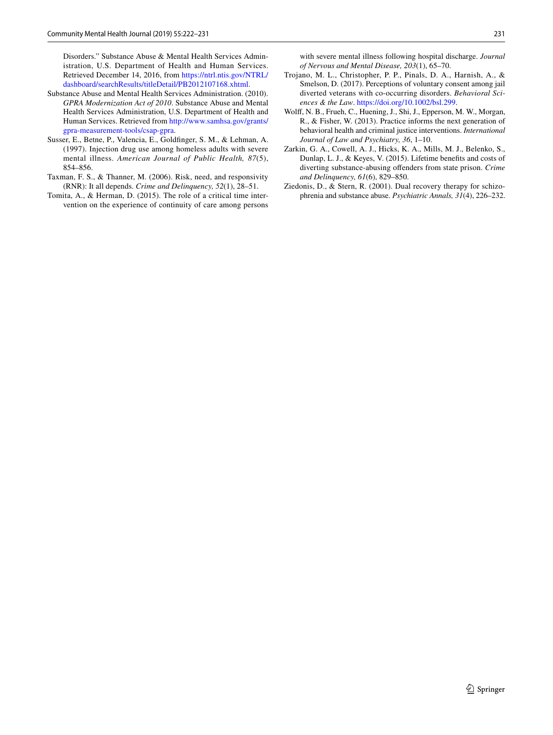Disorders." Substance Abuse & Mental Health Services Administration, U.S. Department of Health and Human Services. Retrieved December 14, 2016, from https://ntrl.ntis.gov/NTRL/dashboard/searchResults/titleDetail/PB2012107168.xhtml.

Substance Abuse and Mental Health Services Administration. (2010). *GPRA Modernization Act of 2010*. Substance Abuse and Mental Health Services Administration, U.S. Department of Health and Human Services. Retrieved from http://www.samhsa.gov/grants/gpra-measurement-tools/csap-gpra.

Susser, E., Betne, P., Valencia, E., Goldfinger, S. M., & Lehman, A. (1997). Injection drug use among homeless adults with severe mental illness. *American Journal of Public Health, 87*(5), 854–856.

Taxman, F. S., & Thanner, M. (2006). Risk, need, and responsivity (RNR): It all depends. *Crime and Delinquency, 52*(1), 28–51.

Tomita, A., & Herman, D. (2015). The role of a critical time intervention on the experience of continuity of care among persons with severe mental illness following hospital discharge. *Journal of Nervous and Mental Disease, 203*(1), 65–70.

Trojano, M. L., Christopher, P. P., Pinals, D. A., Harnish, A., & Smelson, D. (2017). Perceptions of voluntary consent among jail diverted veterans with co-occurring disorders. *Behavioral Sciences & the Law*. https://doi.org/10.1002/bsl.299.

Wolff, N. B., Frueh, C., Huening, J., Shi, J., Epperson, M. W., Morgan, R., & Fisher, W. (2013). Practice informs the next generation of behavioral health and criminal justice interventions. *International Journal of Law and Psychiatry, 36*, 1–10.

Zarkin, G. A., Cowell, A. J., Hicks, K. A., Mills, M. J., Belenko, S., Dunlap, L. J., & Keyes, V. (2015). Lifetime benefits and costs of diverting substance-abusing offenders from state prison. *Crime and Delinquency, 61*(6), 829–850.

Ziedonis, D., & Stern, R. (2001). Dual recovery therapy for schizophrenia and substance abuse. *Psychiatric Annals, 31*(4), 226–232.